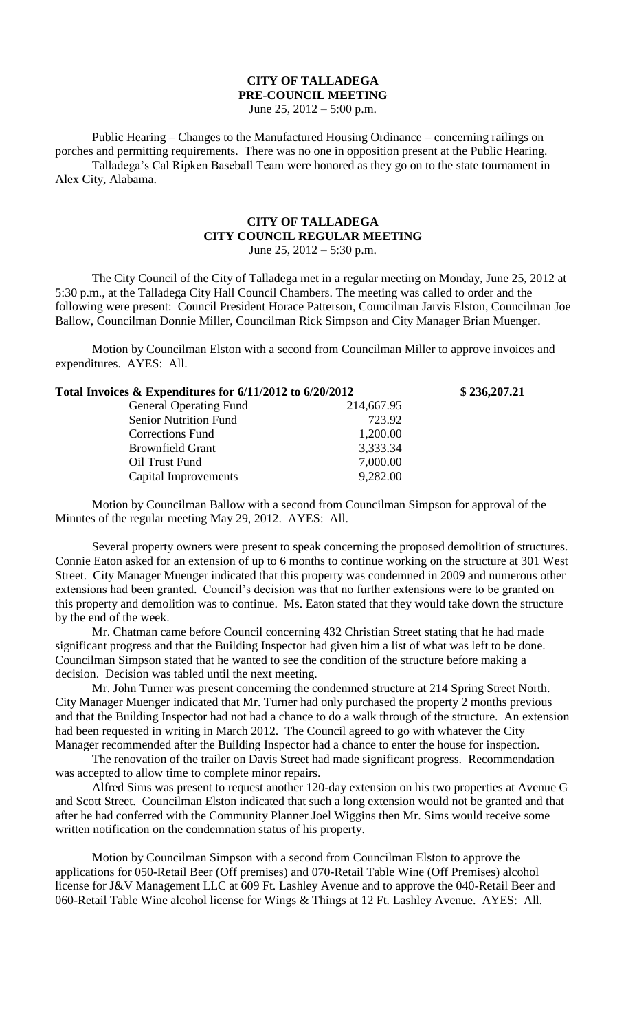# CITY OF TALLADEGA
## PRE-COUNCIL MEETING
June 25, 2012 – 5:00 p.m.

Public Hearing – Changes to the Manufactured Housing Ordinance – concerning railings on porches and permitting requirements. There was no one in opposition present at the Public Hearing.

Talladega's Cal Ripken Baseball Team were honored as they go on to the state tournament in Alex City, Alabama.

# CITY OF TALLADEGA
## CITY COUNCIL REGULAR MEETING
June 25, 2012 – 5:30 p.m.

The City Council of the City of Talladega met in a regular meeting on Monday, June 25, 2012 at 5:30 p.m., at the Talladega City Hall Council Chambers. The meeting was called to order and the following were present: Council President Horace Patterson, Councilman Jarvis Elston, Councilman Joe Ballow, Councilman Donnie Miller, Councilman Rick Simpson and City Manager Brian Muenger.

Motion by Councilman Elston with a second from Councilman Miller to approve invoices and expenditures. AYES: All.

**Total Invoices & Expenditures for 6/11/2012 to 6/20/2012** **$ 236,207.21**

| | |
|---|---|
| General Operating Fund | 214,667.95 |
| Senior Nutrition Fund | 723.92 |
| Corrections Fund | 1,200.00 |
| Brownfield Grant | 3,333.34 |
| Oil Trust Fund | 7,000.00 |
| Capital Improvements | 9,282.00 |

Motion by Councilman Ballow with a second from Councilman Simpson for approval of the Minutes of the regular meeting May 29, 2012. AYES: All.

Several property owners were present to speak concerning the proposed demolition of structures. Connie Eaton asked for an extension of up to 6 months to continue working on the structure at 301 West Street. City Manager Muenger indicated that this property was condemned in 2009 and numerous other extensions had been granted. Council's decision was that no further extensions were to be granted on this property and demolition was to continue. Ms. Eaton stated that they would take down the structure by the end of the week.

Mr. Chatman came before Council concerning 432 Christian Street stating that he had made significant progress and that the Building Inspector had given him a list of what was left to be done. Councilman Simpson stated that he wanted to see the condition of the structure before making a decision. Decision was tabled until the next meeting.

Mr. John Turner was present concerning the condemned structure at 214 Spring Street North. City Manager Muenger indicated that Mr. Turner had only purchased the property 2 months previous and that the Building Inspector had not had a chance to do a walk through of the structure. An extension had been requested in writing in March 2012. The Council agreed to go with whatever the City Manager recommended after the Building Inspector had a chance to enter the house for inspection.

The renovation of the trailer on Davis Street had made significant progress. Recommendation was accepted to allow time to complete minor repairs.

Alfred Sims was present to request another 120-day extension on his two properties at Avenue G and Scott Street. Councilman Elston indicated that such a long extension would not be granted and that after he had conferred with the Community Planner Joel Wiggins then Mr. Sims would receive some written notification on the condemnation status of his property.

Motion by Councilman Simpson with a second from Councilman Elston to approve the applications for 050-Retail Beer (Off premises) and 070-Retail Table Wine (Off Premises) alcohol license for J&V Management LLC at 609 Ft. Lashley Avenue and to approve the 040-Retail Beer and 060-Retail Table Wine alcohol license for Wings & Things at 12 Ft. Lashley Avenue. AYES: All.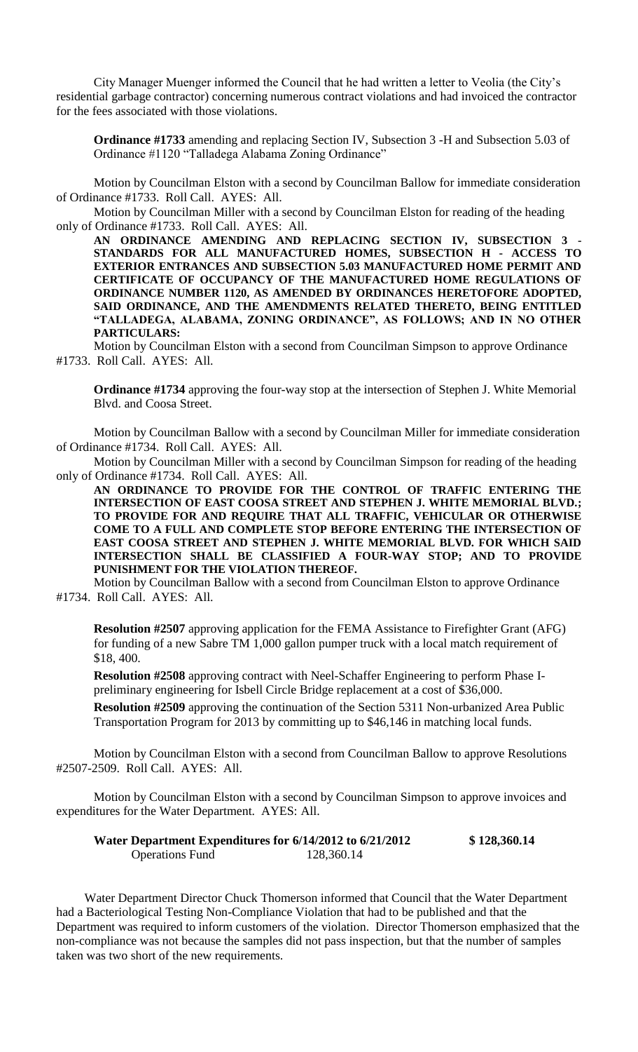City Manager Muenger informed the Council that he had written a letter to Veolia (the City's residential garbage contractor) concerning numerous contract violations and had invoiced the contractor for the fees associated with those violations.

**Ordinance #1733** amending and replacing Section IV, Subsection 3 -H and Subsection 5.03 of Ordinance #1120 "Talladega Alabama Zoning Ordinance"

Motion by Councilman Elston with a second by Councilman Ballow for immediate consideration of Ordinance #1733. Roll Call. AYES: All.

Motion by Councilman Miller with a second by Councilman Elston for reading of the heading only of Ordinance #1733. Roll Call. AYES: All.

**AN ORDINANCE AMENDING AND REPLACING SECTION IV, SUBSECTION 3 - STANDARDS FOR ALL MANUFACTURED HOMES, SUBSECTION H - ACCESS TO EXTERIOR ENTRANCES AND SUBSECTION 5.03 MANUFACTURED HOME PERMIT AND CERTIFICATE OF OCCUPANCY OF THE MANUFACTURED HOME REGULATIONS OF ORDINANCE NUMBER 1120, AS AMENDED BY ORDINANCES HERETOFORE ADOPTED, SAID ORDINANCE, AND THE AMENDMENTS RELATED THERETO, BEING ENTITLED "TALLADEGA, ALABAMA, ZONING ORDINANCE", AS FOLLOWS; AND IN NO OTHER PARTICULARS:**

Motion by Councilman Elston with a second from Councilman Simpson to approve Ordinance #1733. Roll Call. AYES: All.

**Ordinance #1734** approving the four-way stop at the intersection of Stephen J. White Memorial Blvd. and Coosa Street.

Motion by Councilman Ballow with a second by Councilman Miller for immediate consideration of Ordinance #1734. Roll Call. AYES: All.

Motion by Councilman Miller with a second by Councilman Simpson for reading of the heading only of Ordinance #1734. Roll Call. AYES: All.

**AN ORDINANCE TO PROVIDE FOR THE CONTROL OF TRAFFIC ENTERING THE INTERSECTION OF EAST COOSA STREET AND STEPHEN J. WHITE MEMORIAL BLVD.; TO PROVIDE FOR AND REQUIRE THAT ALL TRAFFIC, VEHICULAR OR OTHERWISE COME TO A FULL AND COMPLETE STOP BEFORE ENTERING THE INTERSECTION OF EAST COOSA STREET AND STEPHEN J. WHITE MEMORIAL BLVD. FOR WHICH SAID INTERSECTION SHALL BE CLASSIFIED A FOUR-WAY STOP; AND TO PROVIDE PUNISHMENT FOR THE VIOLATION THEREOF.**

Motion by Councilman Ballow with a second from Councilman Elston to approve Ordinance #1734. Roll Call. AYES: All.

**Resolution #2507** approving application for the FEMA Assistance to Firefighter Grant (AFG) for funding of a new Sabre TM 1,000 gallon pumper truck with a local match requirement of $18, 400.

**Resolution #2508** approving contract with Neel-Schaffer Engineering to perform Phase I-preliminary engineering for Isbell Circle Bridge replacement at a cost of $36,000.

**Resolution #2509** approving the continuation of the Section 5311 Non-urbanized Area Public Transportation Program for 2013 by committing up to $46,146 in matching local funds.

Motion by Councilman Elston with a second from Councilman Ballow to approve Resolutions #2507-2509. Roll Call. AYES: All.

Motion by Councilman Elston with a second by Councilman Simpson to approve invoices and expenditures for the Water Department. AYES: All.

| **Water Department Expenditures for 6/14/2012 to 6/21/2012** | | **$ 128,360.14** |
|---|---|---|
| Operations Fund | 128,360.14 | |

Water Department Director Chuck Thomerson informed that Council that the Water Department had a Bacteriological Testing Non-Compliance Violation that had to be published and that the Department was required to inform customers of the violation. Director Thomerson emphasized that the non-compliance was not because the samples did not pass inspection, but that the number of samples taken was two short of the new requirements.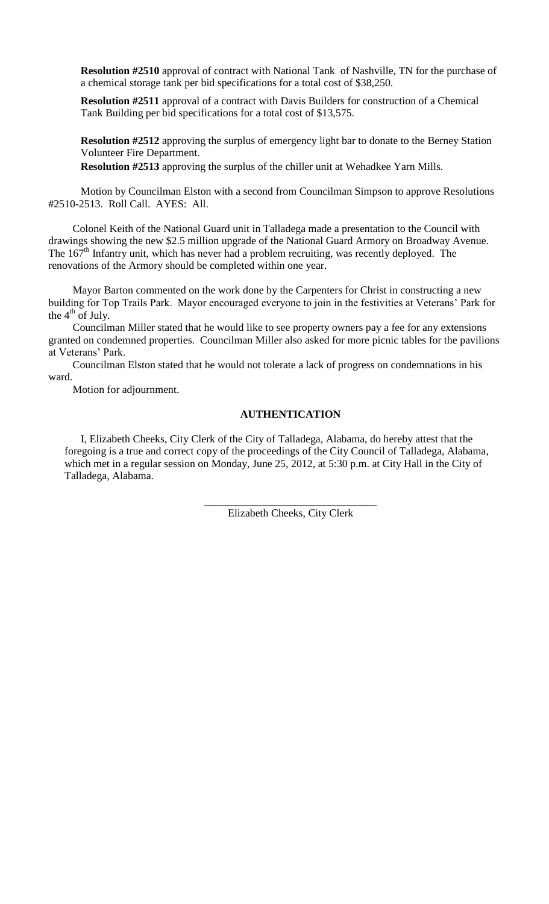**Resolution #2510** approval of contract with National Tank of Nashville, TN for the purchase of a chemical storage tank per bid specifications for a total cost of $38,250.

**Resolution #2511** approval of a contract with Davis Builders for construction of a Chemical Tank Building per bid specifications for a total cost of $13,575.

**Resolution #2512** approving the surplus of emergency light bar to donate to the Berney Station Volunteer Fire Department.

**Resolution #2513** approving the surplus of the chiller unit at Wehadkee Yarn Mills.

Motion by Councilman Elston with a second from Councilman Simpson to approve Resolutions #2510-2513. Roll Call. AYES: All.

Colonel Keith of the National Guard unit in Talladega made a presentation to the Council with drawings showing the new $2.5 million upgrade of the National Guard Armory on Broadway Avenue. The 167th Infantry unit, which has never had a problem recruiting, was recently deployed. The renovations of the Armory should be completed within one year.

Mayor Barton commented on the work done by the Carpenters for Christ in constructing a new building for Top Trails Park. Mayor encouraged everyone to join in the festivities at Veterans' Park for the 4th of July.

Councilman Miller stated that he would like to see property owners pay a fee for any extensions granted on condemned properties. Councilman Miller also asked for more picnic tables for the pavilions at Veterans' Park.

Councilman Elston stated that he would not tolerate a lack of progress on condemnations in his ward.

Motion for adjournment.

## AUTHENTICATION

I, Elizabeth Cheeks, City Clerk of the City of Talladega, Alabama, do hereby attest that the foregoing is a true and correct copy of the proceedings of the City Council of Talladega, Alabama, which met in a regular session on Monday, June 25, 2012, at 5:30 p.m. at City Hall in the City of Talladega, Alabama.

\_\_\_\_\_\_\_\_\_\_\_\_\_\_\_\_\_\_\_\_\_\_\_\_\_\_\_\_\_\_\_\_

Elizabeth Cheeks, City Clerk